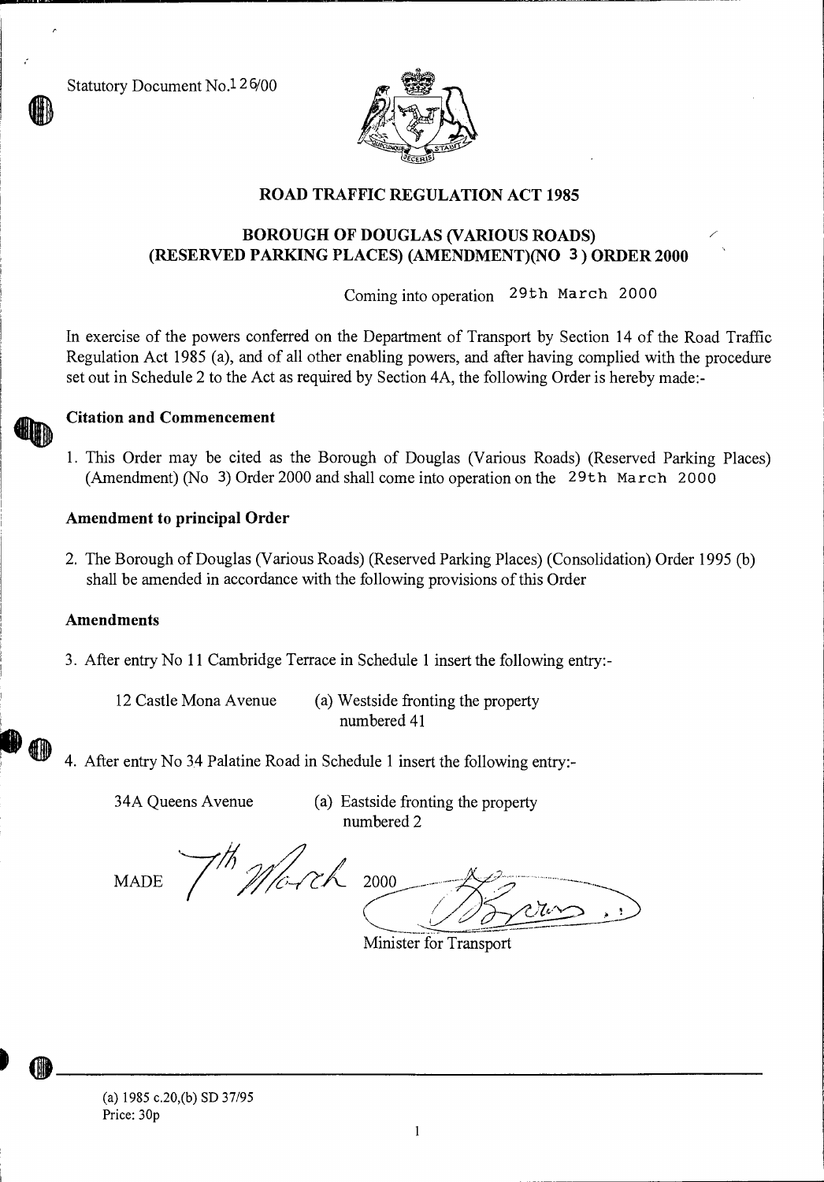Statutory Document No.126/00

**ROAD TRAFFIC REGULATION ACT 1985**

**BOROUGH OF DOUGLAS (VARIOUS ROADS) (RESERVED PARKING PLACES) (AMENDMENT)(NO 3) ORDER 2000**

Coming into operation 29th March 2000

In exercise of the powers conferred on the Department of Transport by Section 14 of the Road Traffic Regulation Act 1985 (a), and of all other enabling powers, and after having complied with the procedure set out in Schedule 2 to the Act as required by Section 4A, the following Order is hereby made:-

**Citation and Commencement**

1. This Order may be cited as the Borough of Douglas (Various Roads) (Reserved Parking Places) (Amendment) (No 3) Order 2000 and shall come into operation on the 29th March 2000

**Amendment to principal Order**

2. The Borough of Douglas (Various Roads) (Reserved Parking Places) (Consolidation) Order 1995 (b) shall be amended in accordance with the following provisions of this Order

**Amendments**

3. After entry No 11 Cambridge Terrace in Schedule 1 insert the following entry:-

| | |
|---|---|
| 12 Castle Mona Avenue | (a) Westside fronting the property numbered 41 |

4. After entry No 34 Palatine Road in Schedule 1 insert the following entry:-

| | |
|---|---|
| 34A Queens Avenue | (a) Eastside fronting the property numbered 2 |

MADE 7th March 2000

Minister for Transport

---

(a) 1985 c.20,(b) SD 37/95
Price: 30p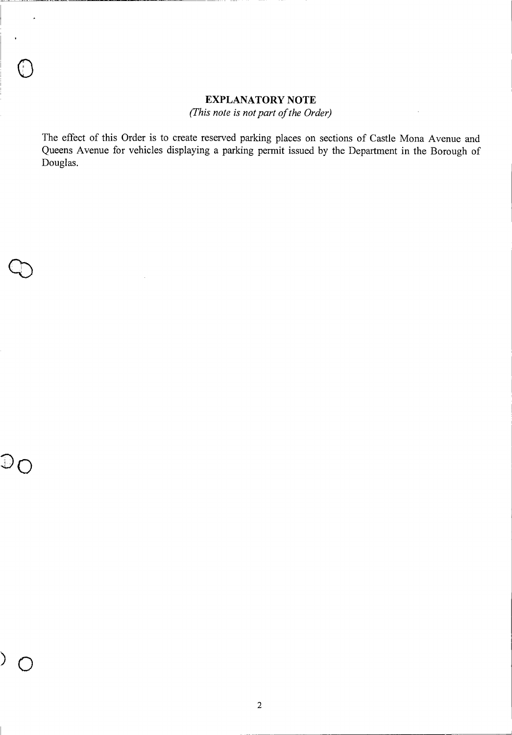**EXPLANATORY NOTE**

*(This note is not part of the Order)*

The effect of this Order is to create reserved parking places on sections of Castle Mona Avenue and Queens Avenue for vehicles displaying a parking permit issued by the Department in the Borough of Douglas.